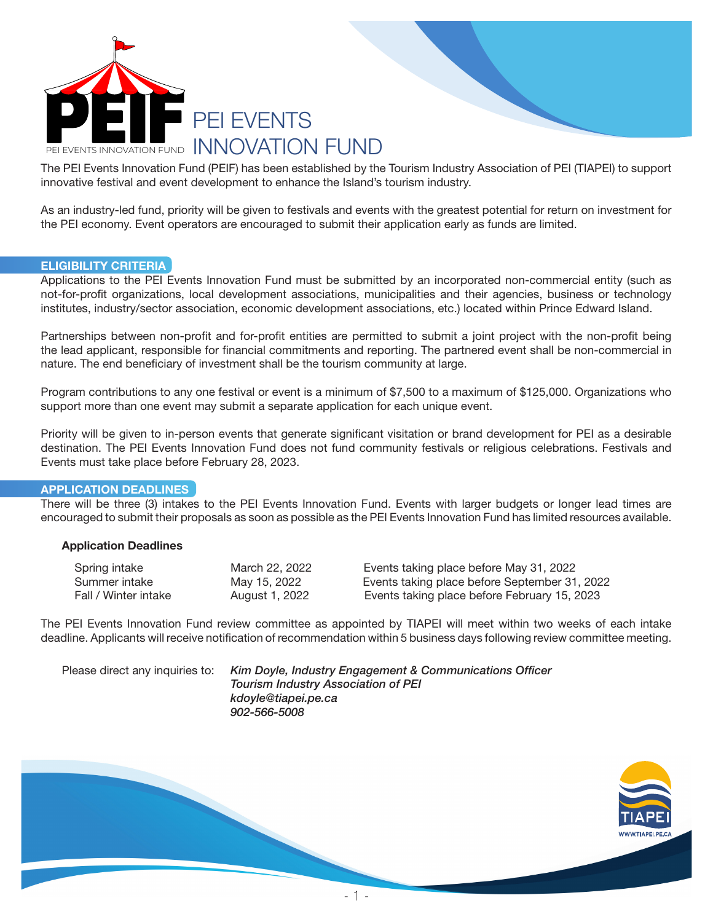# PEI EVENTS INNOVATION FUND

The PEI Events Innovation Fund (PEIF) has been established by the Tourism Industry Association of PEI (TIAPEI) to support innovative festival and event development to enhance the Island's tourism industry.

As an industry-led fund, priority will be given to festivals and events with the greatest potential for return on investment for the PEI economy. Event operators are encouraged to submit their application early as funds are limited.

## ELIGIBILITY CRITERIA

Applications to the PEI Events Innovation Fund must be submitted by an incorporated non-commercial entity (such as not-for-profit organizations, local development associations, municipalities and their agencies, business or technology institutes, industry/sector association, economic development associations, etc.) located within Prince Edward Island.

Partnerships between non-profit and for-profit entities are permitted to submit a joint project with the non-profit being the lead applicant, responsible for financial commitments and reporting. The partnered event shall be non-commercial in nature. The end beneficiary of investment shall be the tourism community at large.

Program contributions to any one festival or event is a minimum of $7,500 to a maximum of $125,000. Organizations who support more than one event may submit a separate application for each unique event.

Priority will be given to in-person events that generate significant visitation or brand development for PEI as a desirable destination. The PEI Events Innovation Fund does not fund community festivals or religious celebrations. Festivals and Events must take place before February 28, 2023.

## APPLICATION DEADLINES

There will be three (3) intakes to the PEI Events Innovation Fund. Events with larger budgets or longer lead times are encouraged to submit their proposals as soon as possible as the PEI Events Innovation Fund has limited resources available.

**Application Deadlines**

| Intake | Deadline | Events |
|---|---|---|
| Spring intake | March 22, 2022 | Events taking place before May 31, 2022 |
| Summer intake | May 15, 2022 | Events taking place before September 31, 2022 |
| Fall / Winter intake | August 1, 2022 | Events taking place before February 15, 2023 |

The PEI Events Innovation Fund review committee as appointed by TIAPEI will meet within two weeks of each intake deadline. Applicants will receive notification of recommendation within 5 business days following review committee meeting.

Please direct any inquiries to: *Kim Doyle, Industry Engagement & Communications Officer*
*Tourism Industry Association of PEI*
*kdoyle@tiapei.pe.ca*
*902-566-5008*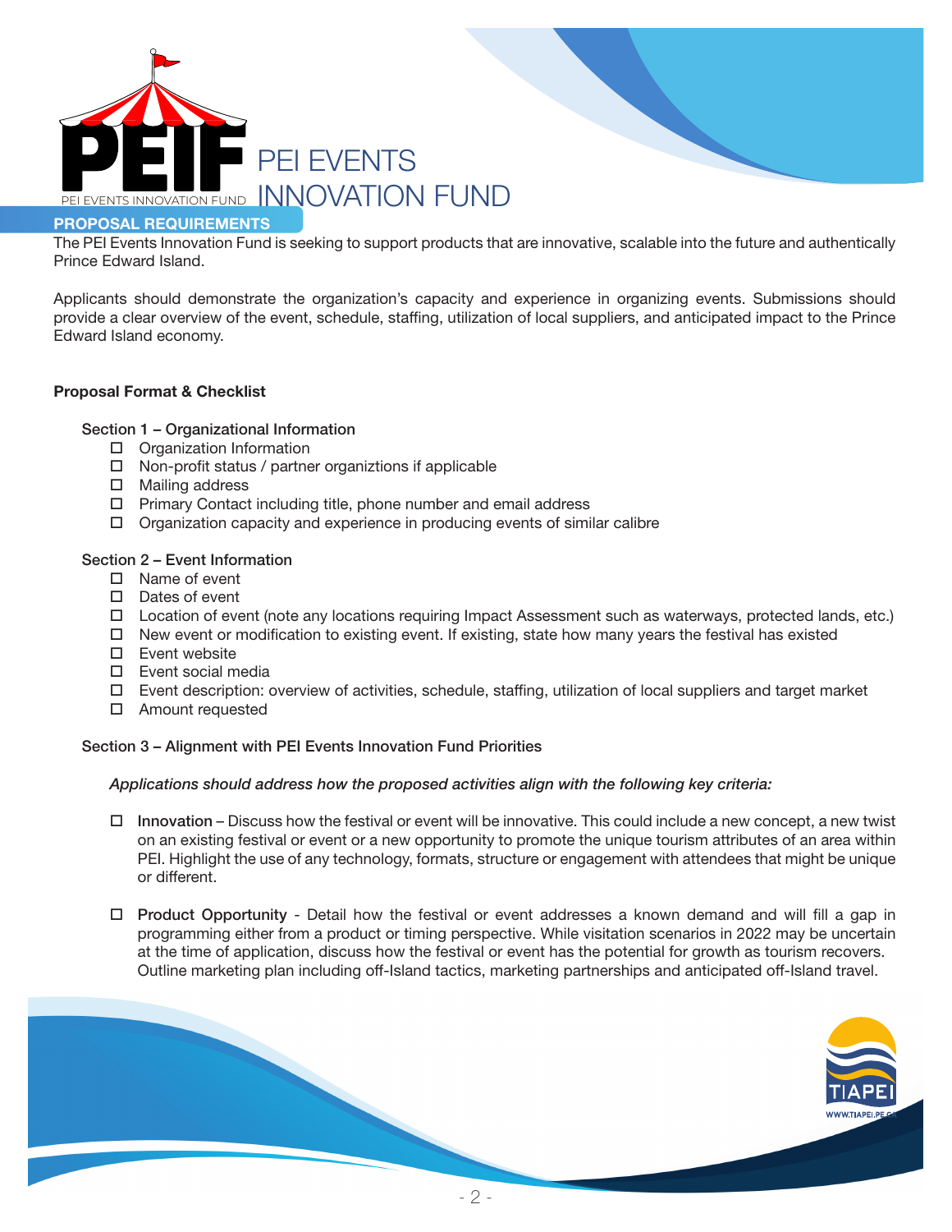# PEI EVENTS INNOVATION FUND

## PROPOSAL REQUIREMENTS

The PEI Events Innovation Fund is seeking to support products that are innovative, scalable into the future and authentically Prince Edward Island.

Applicants should demonstrate the organization's capacity and experience in organizing events. Submissions should provide a clear overview of the event, schedule, staffing, utilization of local suppliers, and anticipated impact to the Prince Edward Island economy.

### Proposal Format & Checklist

Section 1 – Organizational Information

- ☐ Organization Information
- ☐ Non-profit status / partner organiztions if applicable
- ☐ Mailing address
- ☐ Primary Contact including title, phone number and email address
- ☐ Organization capacity and experience in producing events of similar calibre

Section 2 – Event Information

- ☐ Name of event
- ☐ Dates of event
- ☐ Location of event (note any locations requiring Impact Assessment such as waterways, protected lands, etc.)
- ☐ New event or modification to existing event. If existing, state how many years the festival has existed
- ☐ Event website
- ☐ Event social media
- ☐ Event description: overview of activities, schedule, staffing, utilization of local suppliers and target market
- ☐ Amount requested

Section 3 – Alignment with PEI Events Innovation Fund Priorities

*Applications should address how the proposed activities align with the following key criteria:*

- ☐ **Innovation** – Discuss how the festival or event will be innovative. This could include a new concept, a new twist on an existing festival or event or a new opportunity to promote the unique tourism attributes of an area within PEI. Highlight the use of any technology, formats, structure or engagement with attendees that might be unique or different.

- ☐ **Product Opportunity** - Detail how the festival or event addresses a known demand and will fill a gap in programming either from a product or timing perspective. While visitation scenarios in 2022 may be uncertain at the time of application, discuss how the festival or event has the potential for growth as tourism recovers. Outline marketing plan including off-Island tactics, marketing partnerships and anticipated off-Island travel.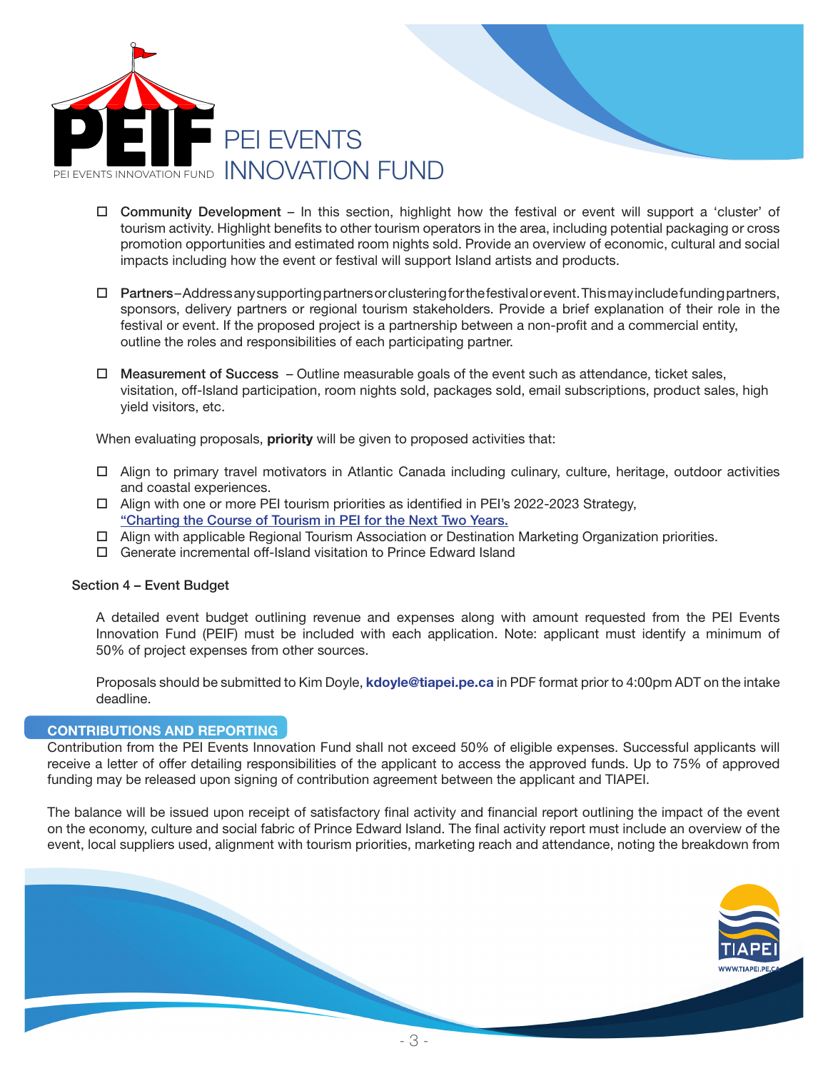- Community Development – In this section, highlight how the festival or event will support a 'cluster' of tourism activity. Highlight benefits to other tourism operators in the area, including potential packaging or cross promotion opportunities and estimated room nights sold. Provide an overview of economic, cultural and social impacts including how the event or festival will support Island artists and products.

- Partners – Address any supporting partners or clustering for the festival or event. This may include funding partners, sponsors, delivery partners or regional tourism stakeholders. Provide a brief explanation of their role in the festival or event. If the proposed project is a partnership between a non-profit and a commercial entity, outline the roles and responsibilities of each participating partner.

- Measurement of Success – Outline measurable goals of the event such as attendance, ticket sales, visitation, off-Island participation, room nights sold, packages sold, email subscriptions, product sales, high yield visitors, etc.

When evaluating proposals, **priority** will be given to proposed activities that:

- Align to primary travel motivators in Atlantic Canada including culinary, culture, heritage, outdoor activities and coastal experiences.
- Align with one or more PEI tourism priorities as identified in PEI's 2022-2023 Strategy, "Charting the Course of Tourism in PEI for the Next Two Years.
- Align with applicable Regional Tourism Association or Destination Marketing Organization priorities.
- Generate incremental off-Island visitation to Prince Edward Island

### Section 4 – Event Budget

A detailed event budget outlining revenue and expenses along with amount requested from the PEI Events Innovation Fund (PEIF) must be included with each application. Note: applicant must identify a minimum of 50% of project expenses from other sources.

Proposals should be submitted to Kim Doyle, **kdoyle@tiapei.pe.ca** in PDF format prior to 4:00pm ADT on the intake deadline.

## CONTRIBUTIONS AND REPORTING

Contribution from the PEI Events Innovation Fund shall not exceed 50% of eligible expenses. Successful applicants will receive a letter of offer detailing responsibilities of the applicant to access the approved funds. Up to 75% of approved funding may be released upon signing of contribution agreement between the applicant and TIAPEI.

The balance will be issued upon receipt of satisfactory final activity and financial report outlining the impact of the event on the economy, culture and social fabric of Prince Edward Island. The final activity report must include an overview of the event, local suppliers used, alignment with tourism priorities, marketing reach and attendance, noting the breakdown from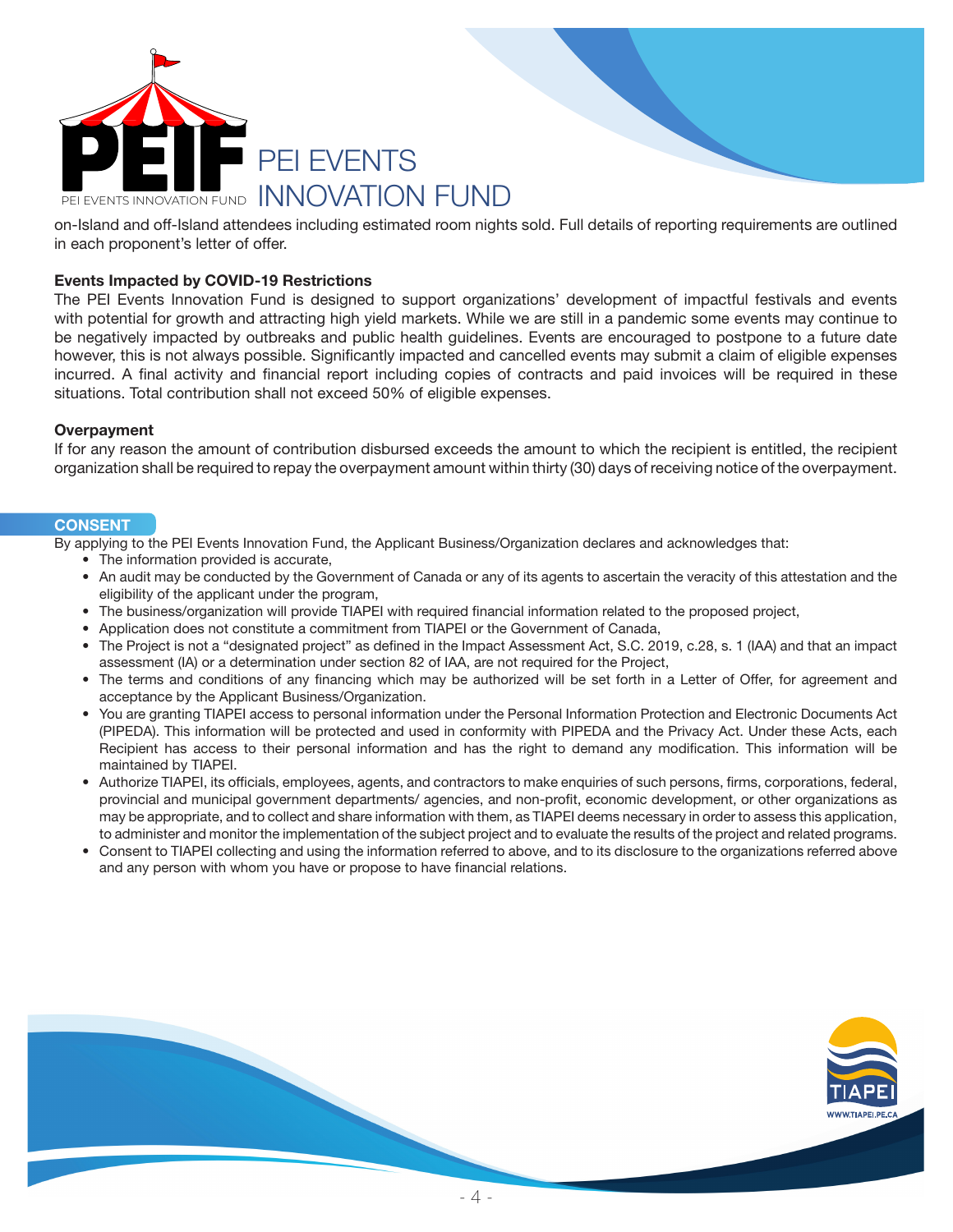on-Island and off-Island attendees including estimated room nights sold. Full details of reporting requirements are outlined in each proponent's letter of offer.

### Events Impacted by COVID-19 Restrictions

The PEI Events Innovation Fund is designed to support organizations' development of impactful festivals and events with potential for growth and attracting high yield markets. While we are still in a pandemic some events may continue to be negatively impacted by outbreaks and public health guidelines. Events are encouraged to postpone to a future date however, this is not always possible. Significantly impacted and cancelled events may submit a claim of eligible expenses incurred. A final activity and financial report including copies of contracts and paid invoices will be required in these situations. Total contribution shall not exceed 50% of eligible expenses.

### Overpayment

If for any reason the amount of contribution disbursed exceeds the amount to which the recipient is entitled, the recipient organization shall be required to repay the overpayment amount within thirty (30) days of receiving notice of the overpayment.

## CONSENT

By applying to the PEI Events Innovation Fund, the Applicant Business/Organization declares and acknowledges that:

- The information provided is accurate,
- An audit may be conducted by the Government of Canada or any of its agents to ascertain the veracity of this attestation and the eligibility of the applicant under the program,
- The business/organization will provide TIAPEI with required financial information related to the proposed project,
- Application does not constitute a commitment from TIAPEI or the Government of Canada,
- The Project is not a "designated project" as defined in the Impact Assessment Act, S.C. 2019, c.28, s. 1 (IAA) and that an impact assessment (IA) or a determination under section 82 of IAA, are not required for the Project,
- The terms and conditions of any financing which may be authorized will be set forth in a Letter of Offer, for agreement and acceptance by the Applicant Business/Organization.
- You are granting TIAPEI access to personal information under the Personal Information Protection and Electronic Documents Act (PIPEDA). This information will be protected and used in conformity with PIPEDA and the Privacy Act. Under these Acts, each Recipient has access to their personal information and has the right to demand any modification. This information will be maintained by TIAPEI.
- Authorize TIAPEI, its officials, employees, agents, and contractors to make enquiries of such persons, firms, corporations, federal, provincial and municipal government departments/ agencies, and non-profit, economic development, or other organizations as may be appropriate, and to collect and share information with them, as TIAPEI deems necessary in order to assess this application, to administer and monitor the implementation of the subject project and to evaluate the results of the project and related programs.
- Consent to TIAPEI collecting and using the information referred to above, and to its disclosure to the organizations referred above and any person with whom you have or propose to have financial relations.